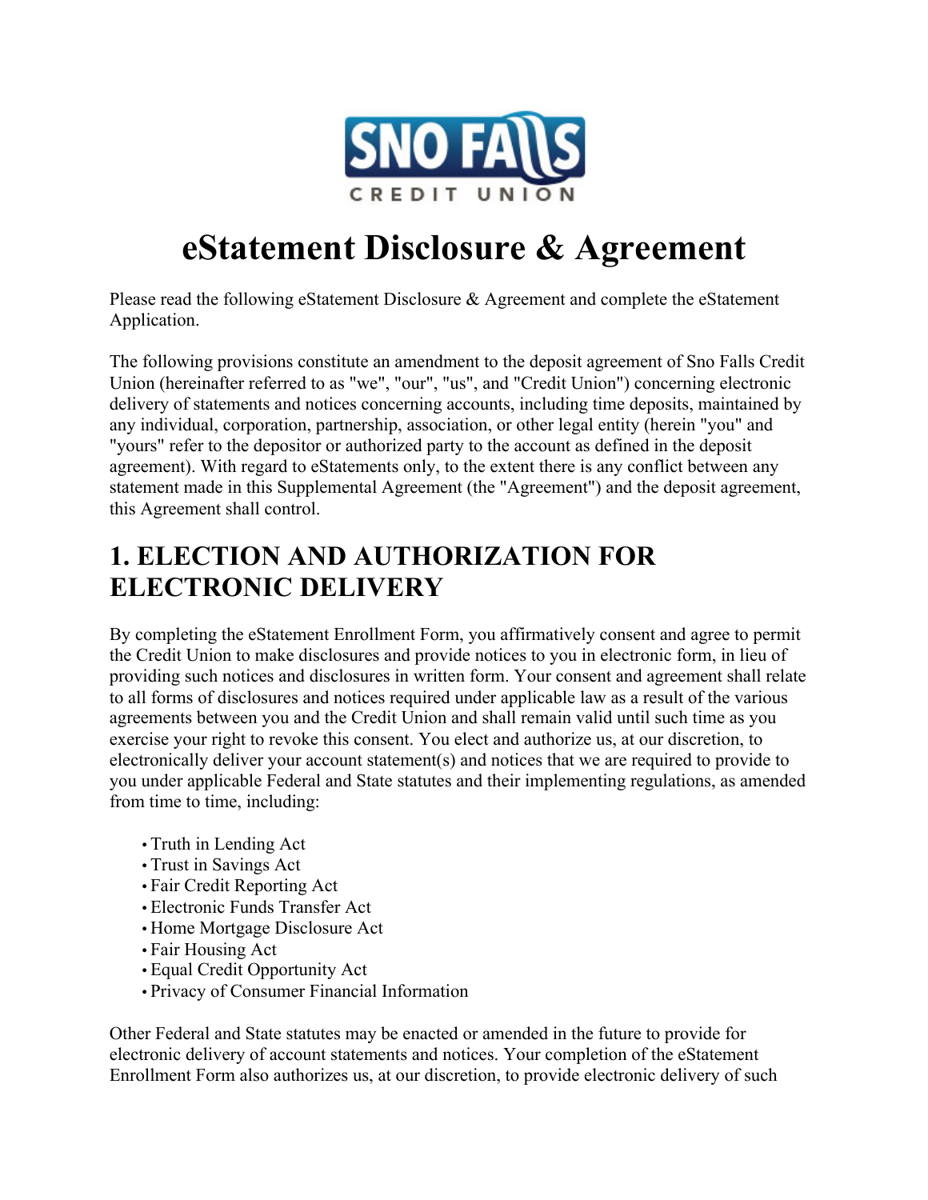# eStatement Disclosure & Agreement

Please read the following eStatement Disclosure & Agreement and complete the eStatement Application.

The following provisions constitute an amendment to the deposit agreement of Sno Falls Credit Union (hereinafter referred to as "we", "our", "us", and "Credit Union") concerning electronic delivery of statements and notices concerning accounts, including time deposits, maintained by any individual, corporation, partnership, association, or other legal entity (herein "you" and "yours" refer to the depositor or authorized party to the account as defined in the deposit agreement). With regard to eStatements only, to the extent there is any conflict between any statement made in this Supplemental Agreement (the "Agreement") and the deposit agreement, this Agreement shall control.

## 1. ELECTION AND AUTHORIZATION FOR ELECTRONIC DELIVERY

By completing the eStatement Enrollment Form, you affirmatively consent and agree to permit the Credit Union to make disclosures and provide notices to you in electronic form, in lieu of providing such notices and disclosures in written form. Your consent and agreement shall relate to all forms of disclosures and notices required under applicable law as a result of the various agreements between you and the Credit Union and shall remain valid until such time as you exercise your right to revoke this consent. You elect and authorize us, at our discretion, to electronically deliver your account statement(s) and notices that we are required to provide to you under applicable Federal and State statutes and their implementing regulations, as amended from time to time, including:

- Truth in Lending Act
- Trust in Savings Act
- Fair Credit Reporting Act
- Electronic Funds Transfer Act
- Home Mortgage Disclosure Act
- Fair Housing Act
- Equal Credit Opportunity Act
- Privacy of Consumer Financial Information

Other Federal and State statutes may be enacted or amended in the future to provide for electronic delivery of account statements and notices. Your completion of the eStatement Enrollment Form also authorizes us, at our discretion, to provide electronic delivery of such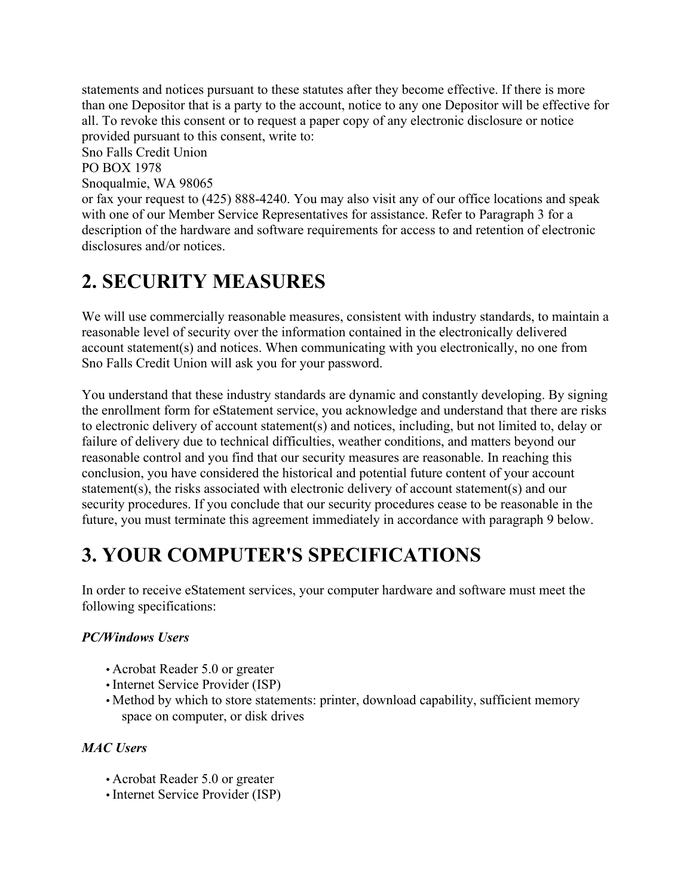statements and notices pursuant to these statutes after they become effective. If there is more than one Depositor that is a party to the account, notice to any one Depositor will be effective for all. To revoke this consent or to request a paper copy of any electronic disclosure or notice provided pursuant to this consent, write to:
Sno Falls Credit Union
PO BOX 1978
Snoqualmie, WA 98065
or fax your request to (425) 888-4240. You may also visit any of our office locations and speak with one of our Member Service Representatives for assistance. Refer to Paragraph 3 for a description of the hardware and software requirements for access to and retention of electronic disclosures and/or notices.

# 2. SECURITY MEASURES

We will use commercially reasonable measures, consistent with industry standards, to maintain a reasonable level of security over the information contained in the electronically delivered account statement(s) and notices. When communicating with you electronically, no one from Sno Falls Credit Union will ask you for your password.

You understand that these industry standards are dynamic and constantly developing. By signing the enrollment form for eStatement service, you acknowledge and understand that there are risks to electronic delivery of account statement(s) and notices, including, but not limited to, delay or failure of delivery due to technical difficulties, weather conditions, and matters beyond our reasonable control and you find that our security measures are reasonable. In reaching this conclusion, you have considered the historical and potential future content of your account statement(s), the risks associated with electronic delivery of account statement(s) and our security procedures. If you conclude that our security procedures cease to be reasonable in the future, you must terminate this agreement immediately in accordance with paragraph 9 below.

# 3. YOUR COMPUTER'S SPECIFICATIONS

In order to receive eStatement services, your computer hardware and software must meet the following specifications:

***PC/Windows Users***

- Acrobat Reader 5.0 or greater
- Internet Service Provider (ISP)
- Method by which to store statements: printer, download capability, sufficient memory space on computer, or disk drives

***MAC Users***

- Acrobat Reader 5.0 or greater
- Internet Service Provider (ISP)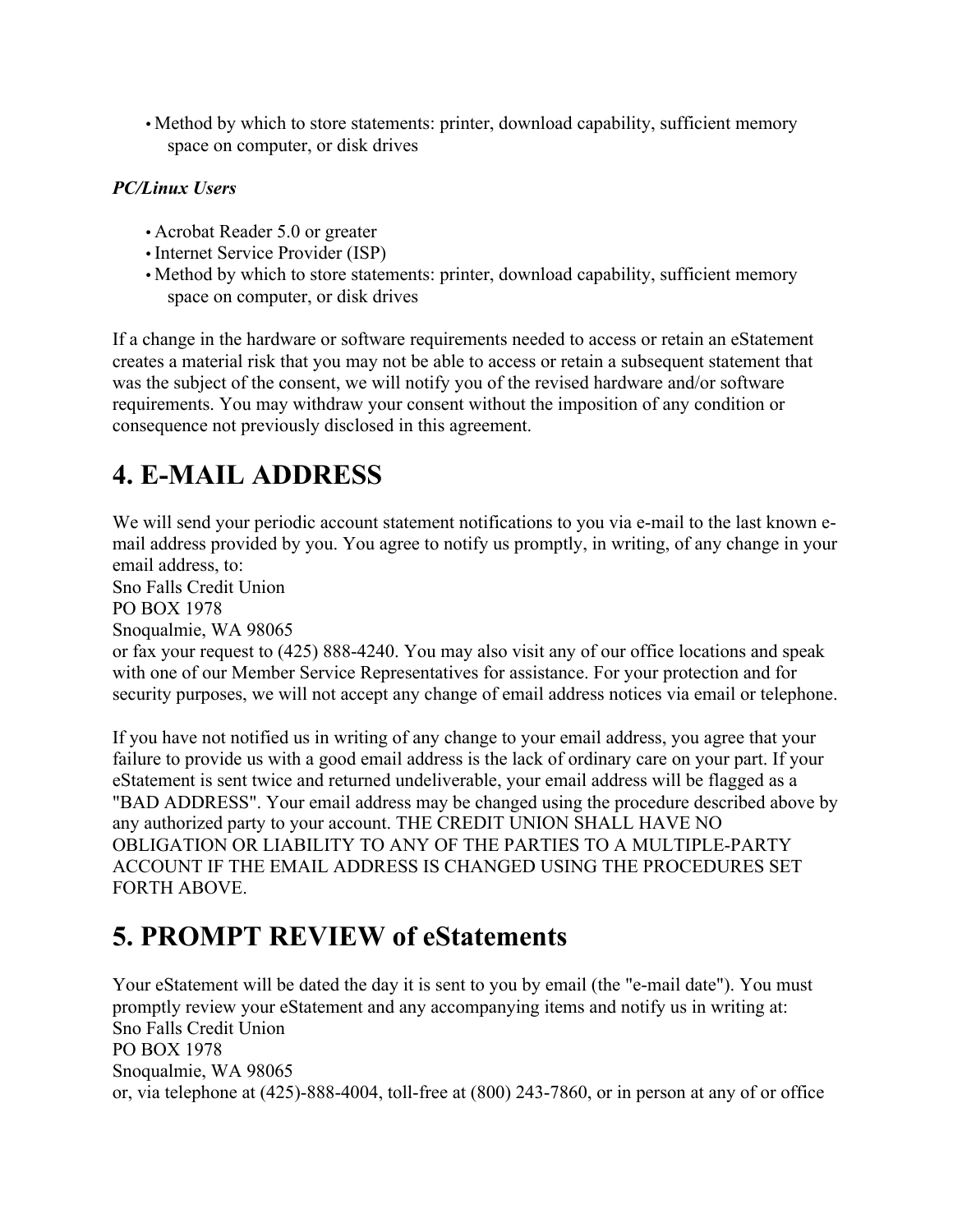- Method by which to store statements: printer, download capability, sufficient memory space on computer, or disk drives

***PC/Linux Users***

- Acrobat Reader 5.0 or greater
- Internet Service Provider (ISP)
- Method by which to store statements: printer, download capability, sufficient memory space on computer, or disk drives

If a change in the hardware or software requirements needed to access or retain an eStatement creates a material risk that you may not be able to access or retain a subsequent statement that was the subject of the consent, we will notify you of the revised hardware and/or software requirements. You may withdraw your consent without the imposition of any condition or consequence not previously disclosed in this agreement.

# 4. E-MAIL ADDRESS

We will send your periodic account statement notifications to you via e-mail to the last known e-mail address provided by you. You agree to notify us promptly, in writing, of any change in your email address, to:
Sno Falls Credit Union
PO BOX 1978
Snoqualmie, WA 98065
or fax your request to (425) 888-4240. You may also visit any of our office locations and speak with one of our Member Service Representatives for assistance. For your protection and for security purposes, we will not accept any change of email address notices via email or telephone.

If you have not notified us in writing of any change to your email address, you agree that your failure to provide us with a good email address is the lack of ordinary care on your part. If your eStatement is sent twice and returned undeliverable, your email address will be flagged as a "BAD ADDRESS". Your email address may be changed using the procedure described above by any authorized party to your account. THE CREDIT UNION SHALL HAVE NO OBLIGATION OR LIABILITY TO ANY OF THE PARTIES TO A MULTIPLE-PARTY ACCOUNT IF THE EMAIL ADDRESS IS CHANGED USING THE PROCEDURES SET FORTH ABOVE.

# 5. PROMPT REVIEW of eStatements

Your eStatement will be dated the day it is sent to you by email (the "e-mail date"). You must promptly review your eStatement and any accompanying items and notify us in writing at:
Sno Falls Credit Union
PO BOX 1978
Snoqualmie, WA 98065
or, via telephone at (425)-888-4004, toll-free at (800) 243-7860, or in person at any of or office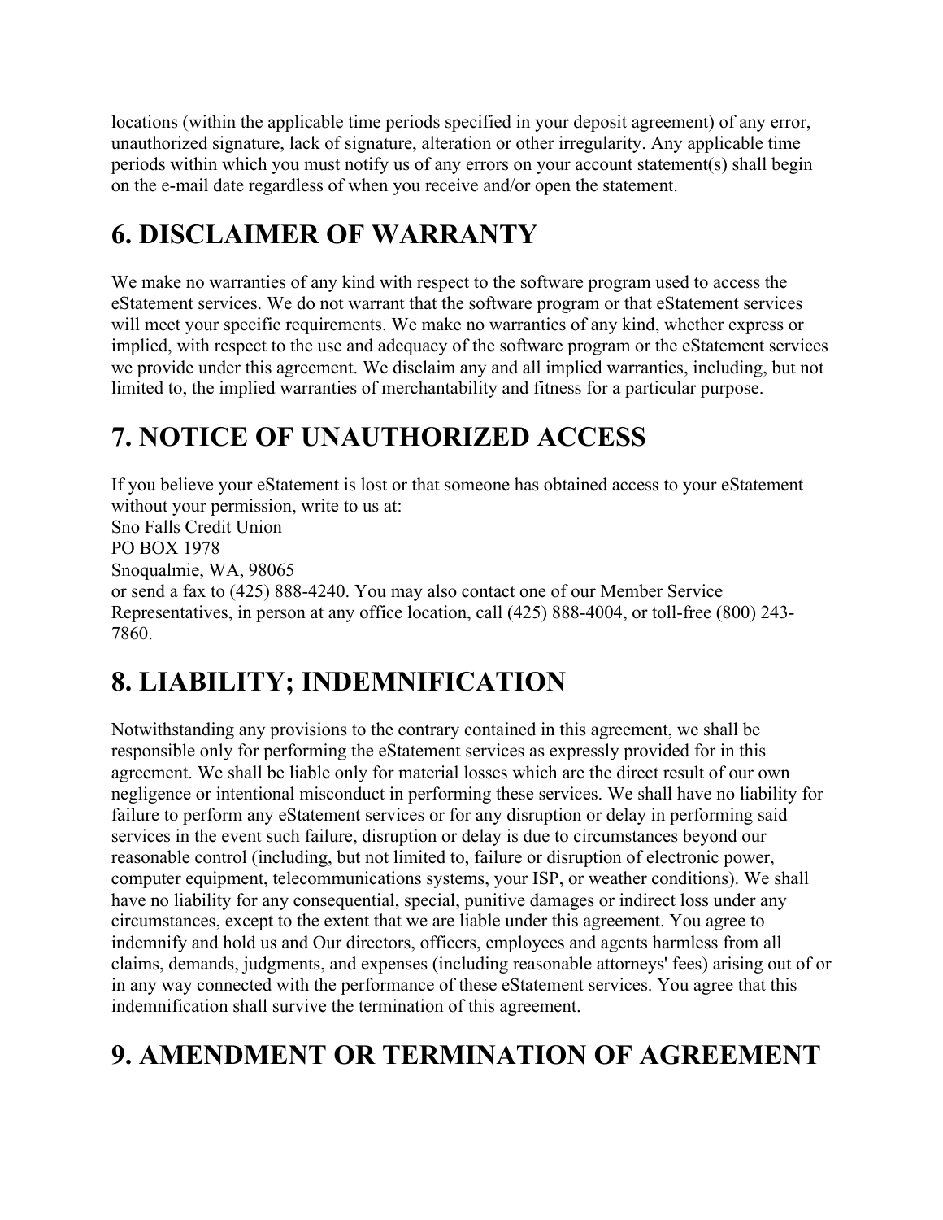locations (within the applicable time periods specified in your deposit agreement) of any error, unauthorized signature, lack of signature, alteration or other irregularity. Any applicable time periods within which you must notify us of any errors on your account statement(s) shall begin on the e-mail date regardless of when you receive and/or open the statement.

# 6. DISCLAIMER OF WARRANTY

We make no warranties of any kind with respect to the software program used to access the eStatement services. We do not warrant that the software program or that eStatement services will meet your specific requirements. We make no warranties of any kind, whether express or implied, with respect to the use and adequacy of the software program or the eStatement services we provide under this agreement. We disclaim any and all implied warranties, including, but not limited to, the implied warranties of merchantability and fitness for a particular purpose.

# 7. NOTICE OF UNAUTHORIZED ACCESS

If you believe your eStatement is lost or that someone has obtained access to your eStatement without your permission, write to us at:
Sno Falls Credit Union
PO BOX 1978
Snoqualmie, WA, 98065
or send a fax to (425) 888-4240. You may also contact one of our Member Service Representatives, in person at any office location, call (425) 888-4004, or toll-free (800) 243-7860.

# 8. LIABILITY; INDEMNIFICATION

Notwithstanding any provisions to the contrary contained in this agreement, we shall be responsible only for performing the eStatement services as expressly provided for in this agreement. We shall be liable only for material losses which are the direct result of our own negligence or intentional misconduct in performing these services. We shall have no liability for failure to perform any eStatement services or for any disruption or delay in performing said services in the event such failure, disruption or delay is due to circumstances beyond our reasonable control (including, but not limited to, failure or disruption of electronic power, computer equipment, telecommunications systems, your ISP, or weather conditions). We shall have no liability for any consequential, special, punitive damages or indirect loss under any circumstances, except to the extent that we are liable under this agreement. You agree to indemnify and hold us and Our directors, officers, employees and agents harmless from all claims, demands, judgments, and expenses (including reasonable attorneys' fees) arising out of or in any way connected with the performance of these eStatement services. You agree that this indemnification shall survive the termination of this agreement.

# 9. AMENDMENT OR TERMINATION OF AGREEMENT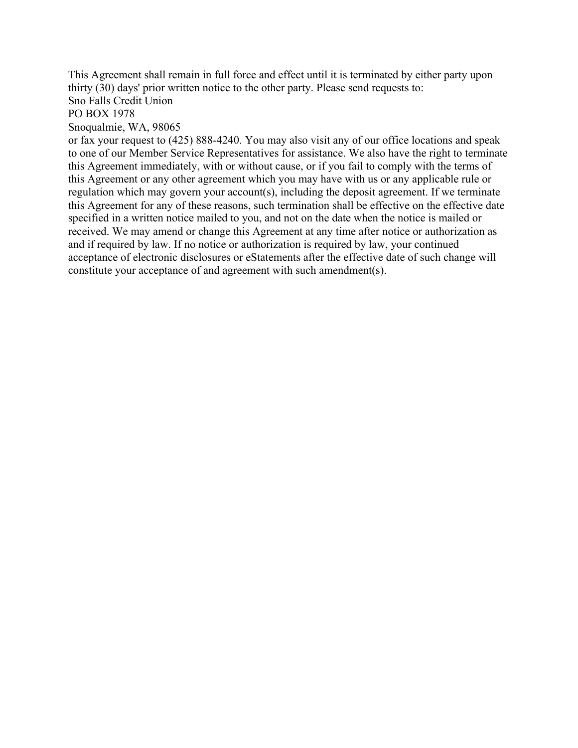This Agreement shall remain in full force and effect until it is terminated by either party upon thirty (30) days' prior written notice to the other party. Please send requests to:

Sno Falls Credit Union
PO BOX 1978
Snoqualmie, WA, 98065

or fax your request to (425) 888-4240. You may also visit any of our office locations and speak to one of our Member Service Representatives for assistance. We also have the right to terminate this Agreement immediately, with or without cause, or if you fail to comply with the terms of this Agreement or any other agreement which you may have with us or any applicable rule or regulation which may govern your account(s), including the deposit agreement. If we terminate this Agreement for any of these reasons, such termination shall be effective on the effective date specified in a written notice mailed to you, and not on the date when the notice is mailed or received. We may amend or change this Agreement at any time after notice or authorization as and if required by law. If no notice or authorization is required by law, your continued acceptance of electronic disclosures or eStatements after the effective date of such change will constitute your acceptance of and agreement with such amendment(s).